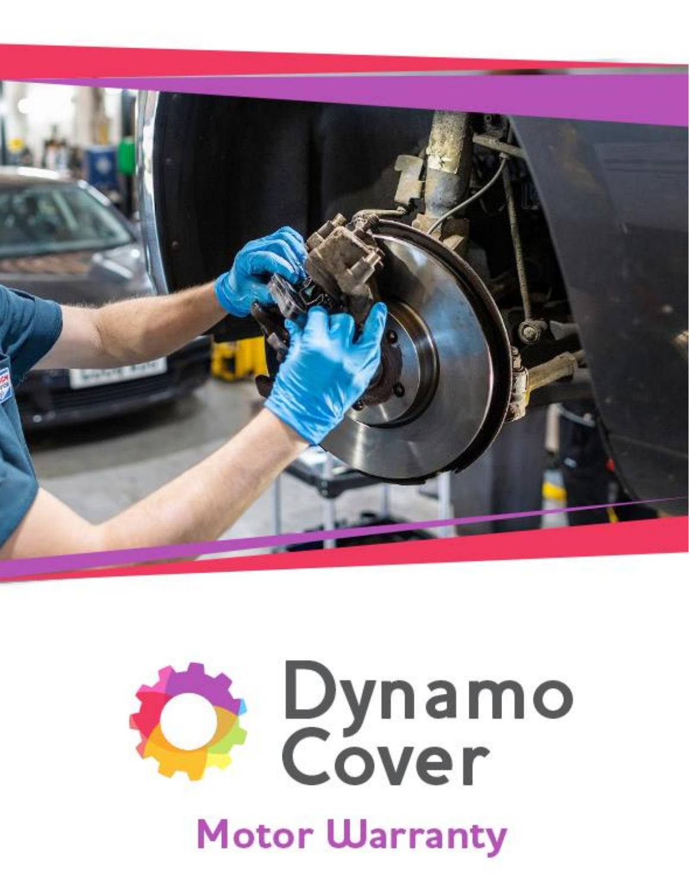# Dynamo Cover

## Motor Warranty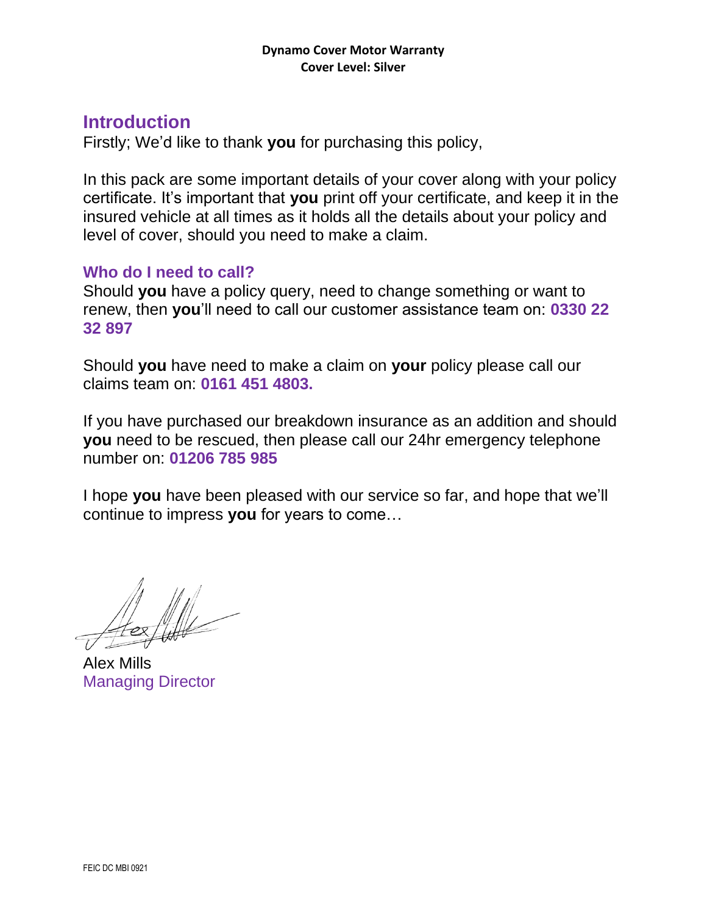**Dynamo Cover Motor Warranty**
**Cover Level: Silver**

## Introduction

Firstly; We'd like to thank **you** for purchasing this policy,

In this pack are some important details of your cover along with your policy certificate. It's important that **you** print off your certificate, and keep it in the insured vehicle at all times as it holds all the details about your policy and level of cover, should you need to make a claim.

### Who do I need to call?

Should **you** have a policy query, need to change something or want to renew, then **you**'ll need to call our customer assistance team on: **0330 22 32 897**

Should **you** have need to make a claim on **your** policy please call our claims team on: **0161 451 4803.**

If you have purchased our breakdown insurance as an addition and should **you** need to be rescued, then please call our 24hr emergency telephone number on: **01206 785 985**

I hope **you** have been pleased with our service so far, and hope that we'll continue to impress **you** for years to come…

Alex Mills
Managing Director

FEIC DC MBI 0921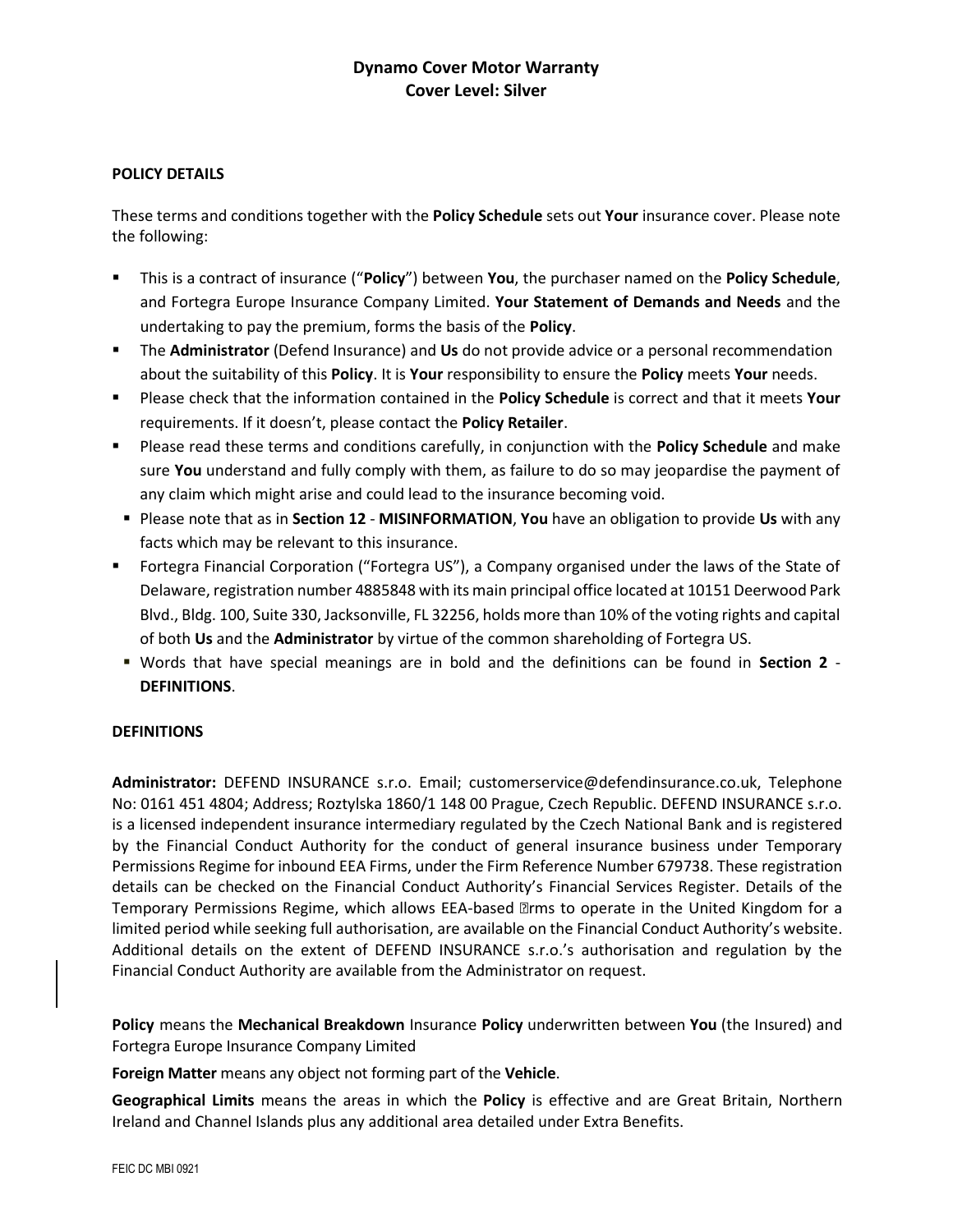**Dynamo Cover Motor Warranty**
**Cover Level: Silver**

**POLICY DETAILS**

These terms and conditions together with the **Policy Schedule** sets out **Your** insurance cover. Please note the following:

- This is a contract of insurance ("**Policy**") between **You**, the purchaser named on the **Policy Schedule**, and Fortegra Europe Insurance Company Limited. **Your Statement of Demands and Needs** and the undertaking to pay the premium, forms the basis of the **Policy**.
- The **Administrator** (Defend Insurance) and **Us** do not provide advice or a personal recommendation about the suitability of this **Policy**. It is **Your** responsibility to ensure the **Policy** meets **Your** needs.
- Please check that the information contained in the **Policy Schedule** is correct and that it meets **Your** requirements. If it doesn't, please contact the **Policy Retailer**.
- Please read these terms and conditions carefully, in conjunction with the **Policy Schedule** and make sure **You** understand and fully comply with them, as failure to do so may jeopardise the payment of any claim which might arise and could lead to the insurance becoming void.
- Please note that as in **Section 12** - **MISINFORMATION**, **You** have an obligation to provide **Us** with any facts which may be relevant to this insurance.
- Fortegra Financial Corporation ("Fortegra US"), a Company organised under the laws of the State of Delaware, registration number 4885848 with its main principal office located at 10151 Deerwood Park Blvd., Bldg. 100, Suite 330, Jacksonville, FL 32256, holds more than 10% of the voting rights and capital of both **Us** and the **Administrator** by virtue of the common shareholding of Fortegra US.
- Words that have special meanings are in bold and the definitions can be found in **Section 2** - **DEFINITIONS**.

**DEFINITIONS**

**Administrator:** DEFEND INSURANCE s.r.o. Email; customerservice@defendinsurance.co.uk, Telephone No: 0161 451 4804; Address; Roztylska 1860/1 148 00 Prague, Czech Republic. DEFEND INSURANCE s.r.o. is a licensed independent insurance intermediary regulated by the Czech National Bank and is registered by the Financial Conduct Authority for the conduct of general insurance business under Temporary Permissions Regime for inbound EEA Firms, under the Firm Reference Number 679738. These registration details can be checked on the Financial Conduct Authority's Financial Services Register. Details of the Temporary Permissions Regime, which allows EEA-based firms to operate in the United Kingdom for a limited period while seeking full authorisation, are available on the Financial Conduct Authority's website. Additional details on the extent of DEFEND INSURANCE s.r.o.'s authorisation and regulation by the Financial Conduct Authority are available from the Administrator on request.

**Policy** means the **Mechanical Breakdown** Insurance **Policy** underwritten between **You** (the Insured) and Fortegra Europe Insurance Company Limited

**Foreign Matter** means any object not forming part of the **Vehicle**.

**Geographical Limits** means the areas in which the **Policy** is effective and are Great Britain, Northern Ireland and Channel Islands plus any additional area detailed under Extra Benefits.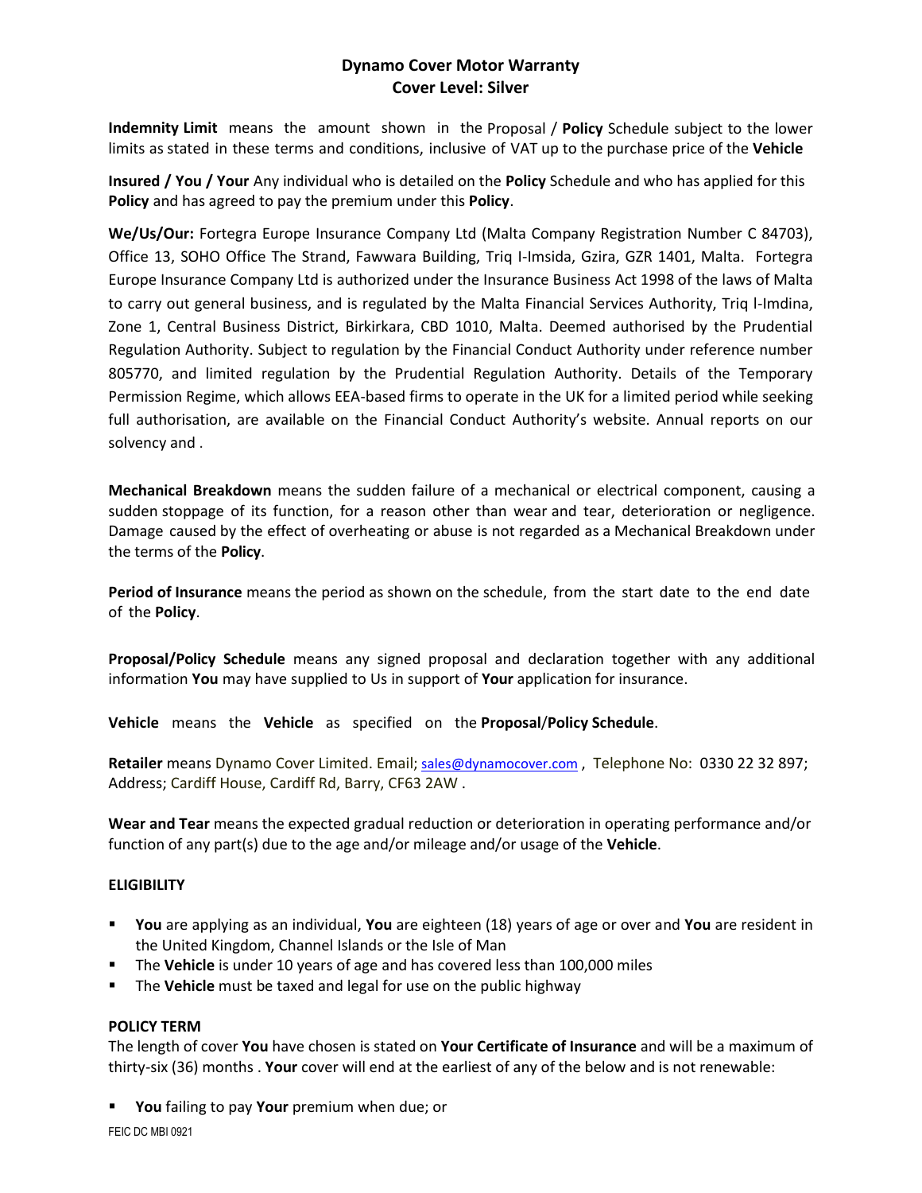## Dynamo Cover Motor Warranty
## Cover Level: Silver

**Indemnity Limit** means the amount shown in the Proposal / **Policy** Schedule subject to the lower limits as stated in these terms and conditions, inclusive of VAT up to the purchase price of the **Vehicle**

**Insured / You / Your** Any individual who is detailed on the **Policy** Schedule and who has applied for this **Policy** and has agreed to pay the premium under this **Policy**.

**We/Us/Our:** Fortegra Europe Insurance Company Ltd (Malta Company Registration Number C 84703), Office 13, SOHO Office The Strand, Fawwara Building, Triq l-Imsida, Gzira, GZR 1401, Malta. Fortegra Europe Insurance Company Ltd is authorized under the Insurance Business Act 1998 of the laws of Malta to carry out general business, and is regulated by the Malta Financial Services Authority, Triq l-Imdina, Zone 1, Central Business District, Birkirkara, CBD 1010, Malta. Deemed authorised by the Prudential Regulation Authority. Subject to regulation by the Financial Conduct Authority under reference number 805770, and limited regulation by the Prudential Regulation Authority. Details of the Temporary Permission Regime, which allows EEA-based firms to operate in the UK for a limited period while seeking full authorisation, are available on the Financial Conduct Authority's website. Annual reports on our solvency and .

**Mechanical Breakdown** means the sudden failure of a mechanical or electrical component, causing a sudden stoppage of its function, for a reason other than wear and tear, deterioration or negligence. Damage caused by the effect of overheating or abuse is not regarded as a Mechanical Breakdown under the terms of the **Policy**.

**Period of Insurance** means the period as shown on the schedule, from the start date to the end date of the **Policy**.

**Proposal/Policy Schedule** means any signed proposal and declaration together with any additional information **You** may have supplied to Us in support of **Your** application for insurance.

**Vehicle** means the **Vehicle** as specified on the **Proposal**/**Policy Schedule**.

**Retailer** means Dynamo Cover Limited. Email; sales@dynamocover.com , Telephone No: 0330 22 32 897; Address; Cardiff House, Cardiff Rd, Barry, CF63 2AW .

**Wear and Tear** means the expected gradual reduction or deterioration in operating performance and/or function of any part(s) due to the age and/or mileage and/or usage of the **Vehicle**.

**ELIGIBILITY**

- **You** are applying as an individual, **You** are eighteen (18) years of age or over and **You** are resident in the United Kingdom, Channel Islands or the Isle of Man
- The **Vehicle** is under 10 years of age and has covered less than 100,000 miles
- The **Vehicle** must be taxed and legal for use on the public highway

**POLICY TERM**

The length of cover **You** have chosen is stated on **Your Certificate of Insurance** and will be a maximum of thirty-six (36) months . **Your** cover will end at the earliest of any of the below and is not renewable:

- **You** failing to pay **Your** premium when due; or

FEIC DC MBI 0921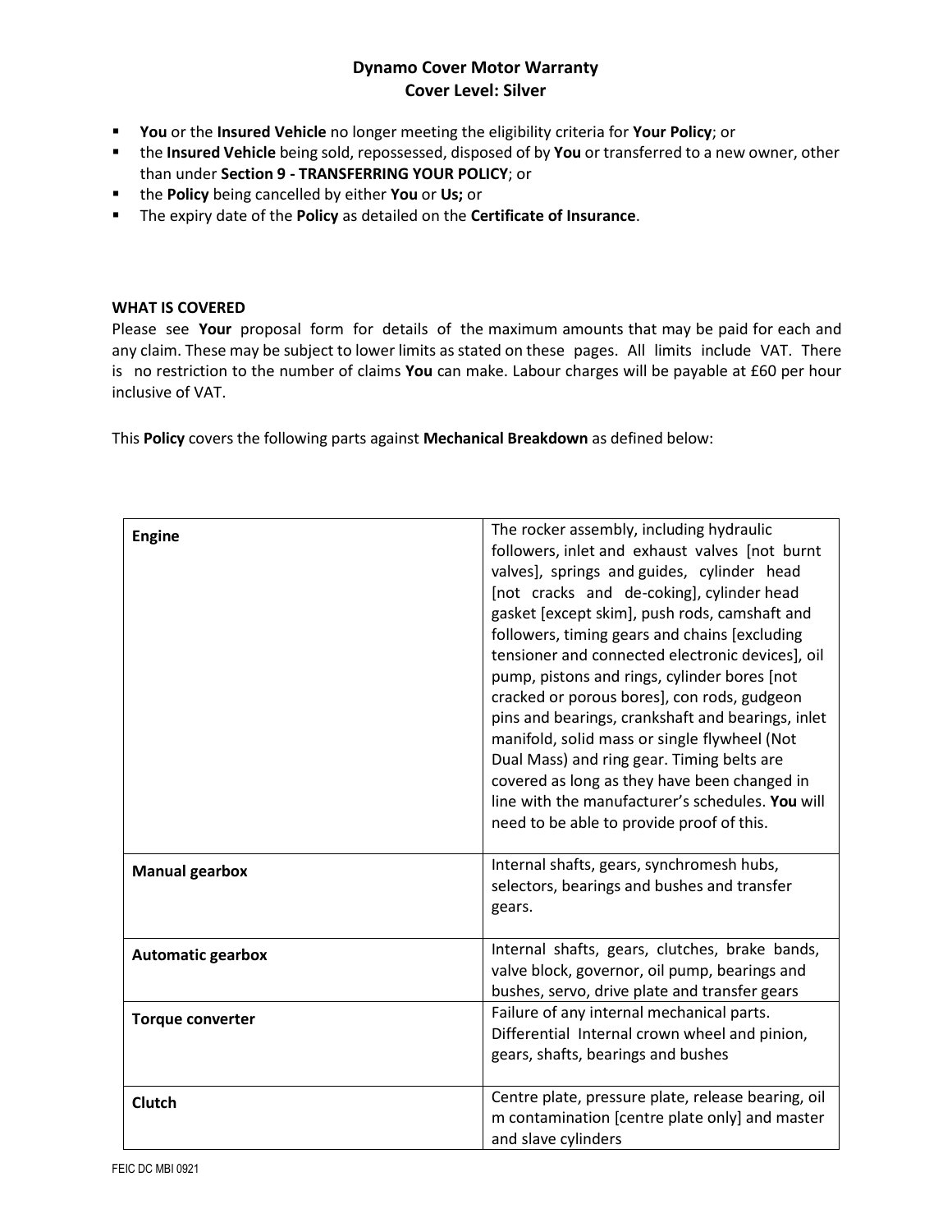**Dynamo Cover Motor Warranty**
**Cover Level: Silver**

- **You** or the **Insured Vehicle** no longer meeting the eligibility criteria for **Your Policy**; or
- the **Insured Vehicle** being sold, repossessed, disposed of by **You** or transferred to a new owner, other than under **Section 9 - TRANSFERRING YOUR POLICY**; or
- the **Policy** being cancelled by either **You** or **Us;** or
- The expiry date of the **Policy** as detailed on the **Certificate of Insurance**.

**WHAT IS COVERED**

Please see **Your** proposal form for details of the maximum amounts that may be paid for each and any claim. These may be subject to lower limits as stated on these pages. All limits include VAT. There is no restriction to the number of claims **You** can make. Labour charges will be payable at £60 per hour inclusive of VAT.

This **Policy** covers the following parts against **Mechanical Breakdown** as defined below:

| | |
|---|---|
| **Engine** | The rocker assembly, including hydraulic followers, inlet and exhaust valves [not burnt valves], springs and guides, cylinder head [not cracks and de-coking], cylinder head gasket [except skim], push rods, camshaft and followers, timing gears and chains [excluding tensioner and connected electronic devices], oil pump, pistons and rings, cylinder bores [not cracked or porous bores], con rods, gudgeon pins and bearings, crankshaft and bearings, inlet manifold, solid mass or single flywheel (Not Dual Mass) and ring gear. Timing belts are covered as long as they have been changed in line with the manufacturer's schedules. **You** will need to be able to provide proof of this. |
| **Manual gearbox** | Internal shafts, gears, synchromesh hubs, selectors, bearings and bushes and transfer gears. |
| **Automatic gearbox** | Internal shafts, gears, clutches, brake bands, valve block, governor, oil pump, bearings and bushes, servo, drive plate and transfer gears |
| **Torque converter** | Failure of any internal mechanical parts. Differential Internal crown wheel and pinion, gears, shafts, bearings and bushes |
| **Clutch** | Centre plate, pressure plate, release bearing, oil m contamination [centre plate only] and master and slave cylinders |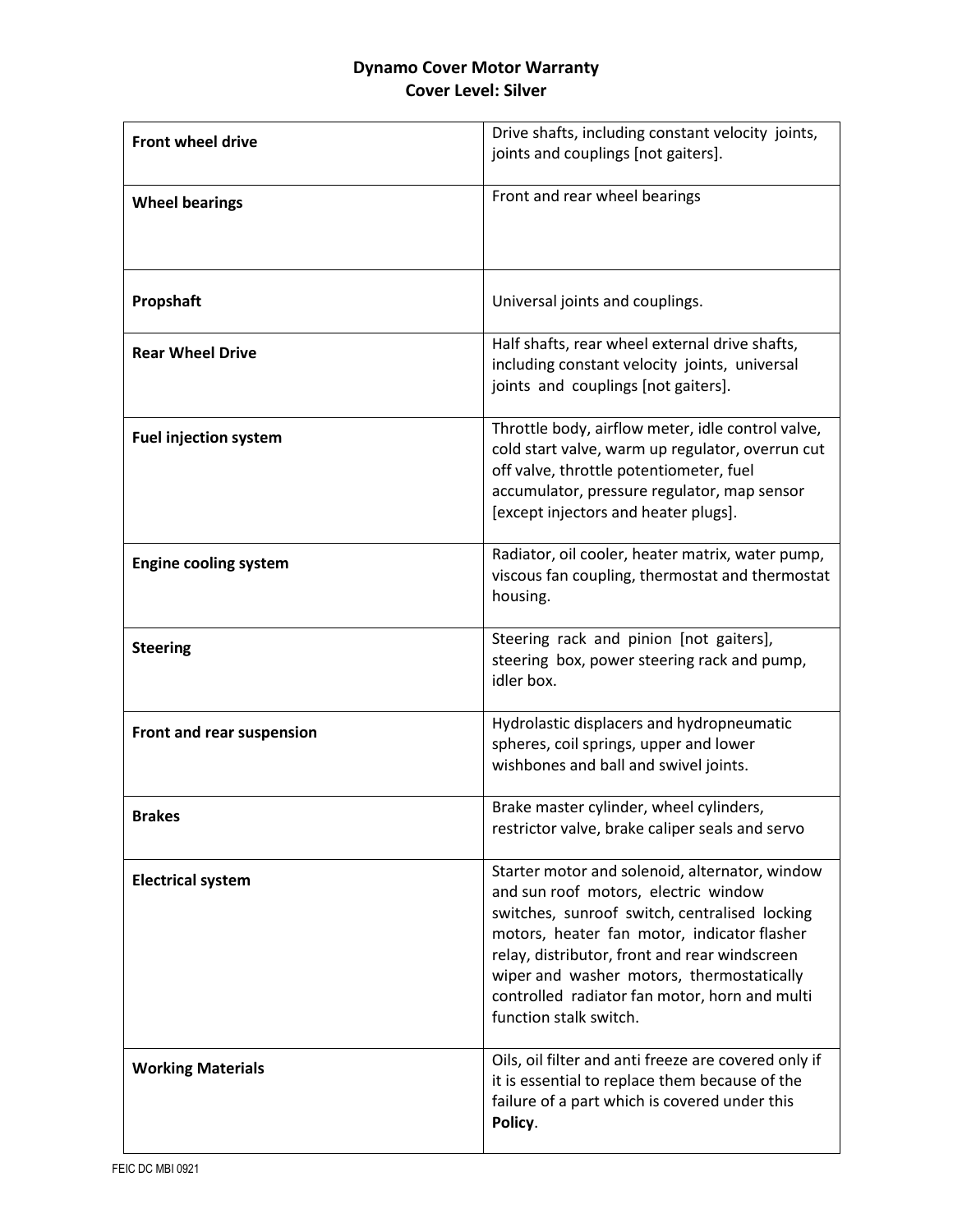**Dynamo Cover Motor Warranty**
**Cover Level: Silver**

| | |
|---|---|
| **Front wheel drive** | Drive shafts, including constant velocity joints, joints and couplings [not gaiters]. |
| **Wheel bearings** | Front and rear wheel bearings |
| **Propshaft** | Universal joints and couplings. |
| **Rear Wheel Drive** | Half shafts, rear wheel external drive shafts, including constant velocity joints, universal joints and couplings [not gaiters]. |
| **Fuel injection system** | Throttle body, airflow meter, idle control valve, cold start valve, warm up regulator, overrun cut off valve, throttle potentiometer, fuel accumulator, pressure regulator, map sensor [except injectors and heater plugs]. |
| **Engine cooling system** | Radiator, oil cooler, heater matrix, water pump, viscous fan coupling, thermostat and thermostat housing. |
| **Steering** | Steering rack and pinion [not gaiters], steering box, power steering rack and pump, idler box. |
| **Front and rear suspension** | Hydrolastic displacers and hydropneumatic spheres, coil springs, upper and lower wishbones and ball and swivel joints. |
| **Brakes** | Brake master cylinder, wheel cylinders, restrictor valve, brake caliper seals and servo |
| **Electrical system** | Starter motor and solenoid, alternator, window and sun roof motors, electric window switches, sunroof switch, centralised locking motors, heater fan motor, indicator flasher relay, distributor, front and rear windscreen wiper and washer motors, thermostatically controlled radiator fan motor, horn and multi function stalk switch. |
| **Working Materials** | Oils, oil filter and anti freeze are covered only if it is essential to replace them because of the failure of a part which is covered under this **Policy**. |

FEIC DC MBI 0921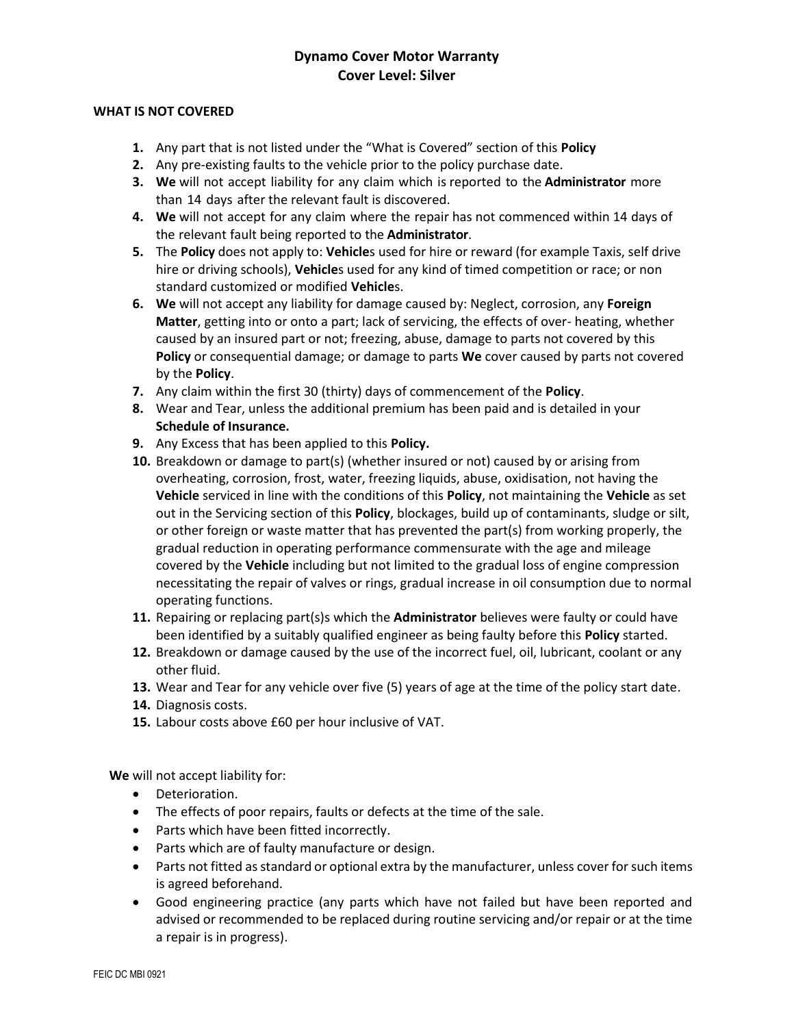**Dynamo Cover Motor Warranty**
**Cover Level: Silver**

**WHAT IS NOT COVERED**

1. Any part that is not listed under the "What is Covered" section of this **Policy**
2. Any pre-existing faults to the vehicle prior to the policy purchase date.
3. **We** will not accept liability for any claim which is reported to the **Administrator** more than 14 days after the relevant fault is discovered.
4. **We** will not accept for any claim where the repair has not commenced within 14 days of the relevant fault being reported to the **Administrator**.
5. The **Policy** does not apply to: **Vehicle**s used for hire or reward (for example Taxis, self drive hire or driving schools), **Vehicle**s used for any kind of timed competition or race; or non standard customized or modified **Vehicle**s.
6. **We** will not accept any liability for damage caused by: Neglect, corrosion, any **Foreign Matter**, getting into or onto a part; lack of servicing, the effects of over- heating, whether caused by an insured part or not; freezing, abuse, damage to parts not covered by this **Policy** or consequential damage; or damage to parts **We** cover caused by parts not covered by the **Policy**.
7. Any claim within the first 30 (thirty) days of commencement of the **Policy**.
8. Wear and Tear, unless the additional premium has been paid and is detailed in your **Schedule of Insurance.**
9. Any Excess that has been applied to this **Policy.**
10. Breakdown or damage to part(s) (whether insured or not) caused by or arising from overheating, corrosion, frost, water, freezing liquids, abuse, oxidisation, not having the **Vehicle** serviced in line with the conditions of this **Policy**, not maintaining the **Vehicle** as set out in the Servicing section of this **Policy**, blockages, build up of contaminants, sludge or silt, or other foreign or waste matter that has prevented the part(s) from working properly, the gradual reduction in operating performance commensurate with the age and mileage covered by the **Vehicle** including but not limited to the gradual loss of engine compression necessitating the repair of valves or rings, gradual increase in oil consumption due to normal operating functions.
11. Repairing or replacing part(s)s which the **Administrator** believes were faulty or could have been identified by a suitably qualified engineer as being faulty before this **Policy** started.
12. Breakdown or damage caused by the use of the incorrect fuel, oil, lubricant, coolant or any other fluid.
13. Wear and Tear for any vehicle over five (5) years of age at the time of the policy start date.
14. Diagnosis costs.
15. Labour costs above £60 per hour inclusive of VAT.

**We** will not accept liability for:

- Deterioration.
- The effects of poor repairs, faults or defects at the time of the sale.
- Parts which have been fitted incorrectly.
- Parts which are of faulty manufacture or design.
- Parts not fitted as standard or optional extra by the manufacturer, unless cover for such items is agreed beforehand.
- Good engineering practice (any parts which have not failed but have been reported and advised or recommended to be replaced during routine servicing and/or repair or at the time a repair is in progress).

FEIC DC MBI 0921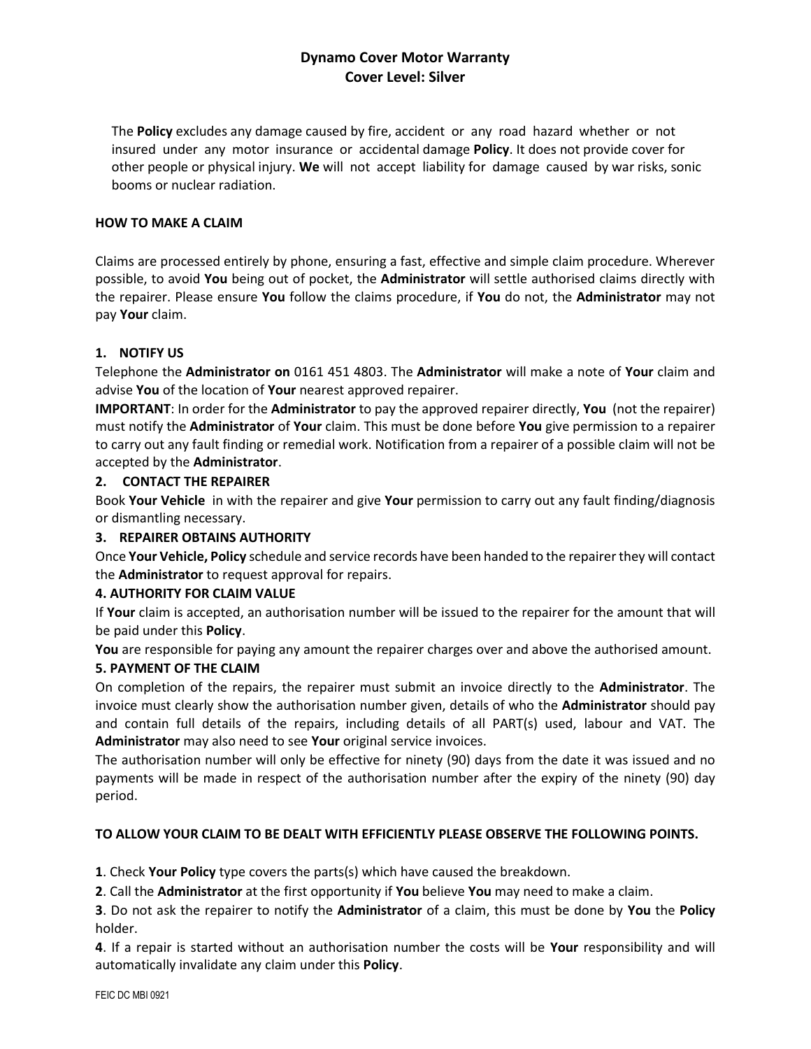# Dynamo Cover Motor Warranty
## Cover Level: Silver

The **Policy** excludes any damage caused by fire, accident or any road hazard whether or not insured under any motor insurance or accidental damage **Policy**. It does not provide cover for other people or physical injury. **We** will not accept liability for damage caused by war risks, sonic booms or nuclear radiation.

**HOW TO MAKE A CLAIM**

Claims are processed entirely by phone, ensuring a fast, effective and simple claim procedure. Wherever possible, to avoid **You** being out of pocket, the **Administrator** will settle authorised claims directly with the repairer. Please ensure **You** follow the claims procedure, if **You** do not, the **Administrator** may not pay **Your** claim.

**1. NOTIFY US**

Telephone the **Administrator on** 0161 451 4803. The **Administrator** will make a note of **Your** claim and advise **You** of the location of **Your** nearest approved repairer.

**IMPORTANT**: In order for the **Administrator** to pay the approved repairer directly, **You** (not the repairer) must notify the **Administrator** of **Your** claim. This must be done before **You** give permission to a repairer to carry out any fault finding or remedial work. Notification from a repairer of a possible claim will not be accepted by the **Administrator**.

**2. CONTACT THE REPAIRER**

Book **Your Vehicle** in with the repairer and give **Your** permission to carry out any fault finding/diagnosis or dismantling necessary.

**3. REPAIRER OBTAINS AUTHORITY**

Once **Your Vehicle, Policy** schedule and service records have been handed to the repairer they will contact the **Administrator** to request approval for repairs.

**4. AUTHORITY FOR CLAIM VALUE**

If **Your** claim is accepted, an authorisation number will be issued to the repairer for the amount that will be paid under this **Policy**.

**You** are responsible for paying any amount the repairer charges over and above the authorised amount.

**5. PAYMENT OF THE CLAIM**

On completion of the repairs, the repairer must submit an invoice directly to the **Administrator**. The invoice must clearly show the authorisation number given, details of who the **Administrator** should pay and contain full details of the repairs, including details of all PART(s) used, labour and VAT. The **Administrator** may also need to see **Your** original service invoices.

The authorisation number will only be effective for ninety (90) days from the date it was issued and no payments will be made in respect of the authorisation number after the expiry of the ninety (90) day period.

**TO ALLOW YOUR CLAIM TO BE DEALT WITH EFFICIENTLY PLEASE OBSERVE THE FOLLOWING POINTS.**

**1**. Check **Your Policy** type covers the parts(s) which have caused the breakdown.

**2**. Call the **Administrator** at the first opportunity if **You** believe **You** may need to make a claim.

**3**. Do not ask the repairer to notify the **Administrator** of a claim, this must be done by **You** the **Policy** holder.

**4**. If a repair is started without an authorisation number the costs will be **Your** responsibility and will automatically invalidate any claim under this **Policy**.

FEIC DC MBI 0921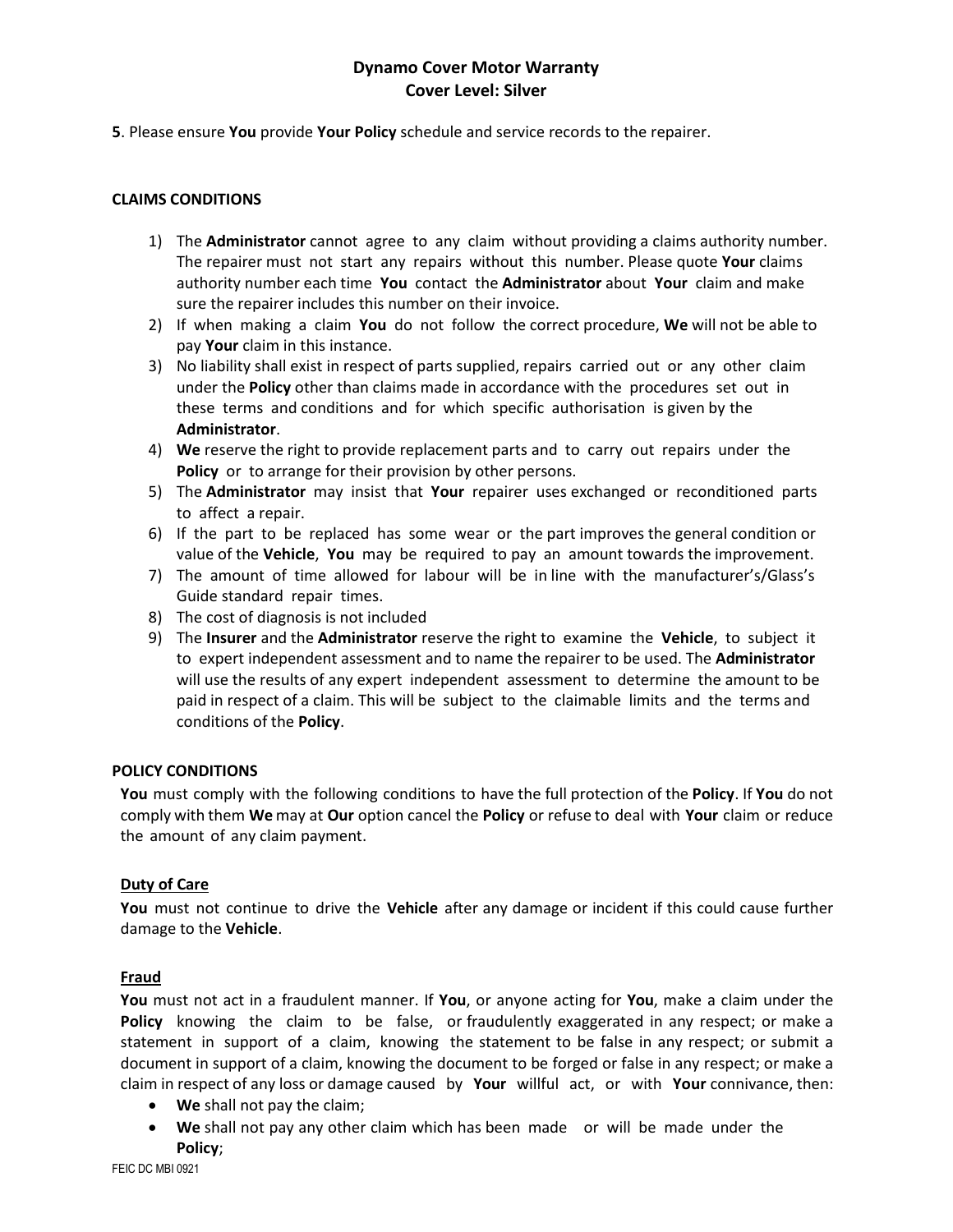**5**. Please ensure **You** provide **Your Policy** schedule and service records to the repairer.

## CLAIMS CONDITIONS

1) The **Administrator** cannot agree to any claim without providing a claims authority number. The repairer must not start any repairs without this number. Please quote **Your** claims authority number each time **You** contact the **Administrator** about **Your** claim and make sure the repairer includes this number on their invoice.
2) If when making a claim **You** do not follow the correct procedure, **We** will not be able to pay **Your** claim in this instance.
3) No liability shall exist in respect of parts supplied, repairs carried out or any other claim under the **Policy** other than claims made in accordance with the procedures set out in these terms and conditions and for which specific authorisation is given by the **Administrator**.
4) **We** reserve the right to provide replacement parts and to carry out repairs under the **Policy** or to arrange for their provision by other persons.
5) The **Administrator** may insist that **Your** repairer uses exchanged or reconditioned parts to affect a repair.
6) If the part to be replaced has some wear or the part improves the general condition or value of the **Vehicle**, **You** may be required to pay an amount towards the improvement.
7) The amount of time allowed for labour will be in line with the manufacturer's/Glass's Guide standard repair times.
8) The cost of diagnosis is not included
9) The **Insurer** and the **Administrator** reserve the right to examine the **Vehicle**, to subject it to expert independent assessment and to name the repairer to be used. The **Administrator** will use the results of any expert independent assessment to determine the amount to be paid in respect of a claim. This will be subject to the claimable limits and the terms and conditions of the **Policy**.

## POLICY CONDITIONS

**You** must comply with the following conditions to have the full protection of the **Policy**. If **You** do not comply with them **We** may at **Our** option cancel the **Policy** or refuse to deal with **Your** claim or reduce the amount of any claim payment.

### Duty of Care

**You** must not continue to drive the **Vehicle** after any damage or incident if this could cause further damage to the **Vehicle**.

### Fraud

**You** must not act in a fraudulent manner. If **You**, or anyone acting for **You**, make a claim under the **Policy** knowing the claim to be false, or fraudulently exaggerated in any respect; or make a statement in support of a claim, knowing the statement to be false in any respect; or submit a document in support of a claim, knowing the document to be forged or false in any respect; or make a claim in respect of any loss or damage caused by **Your** willful act, or with **Your** connivance, then:

- **We** shall not pay the claim;
- **We** shall not pay any other claim which has been made or will be made under the **Policy**;

FEIC DC MBI 0921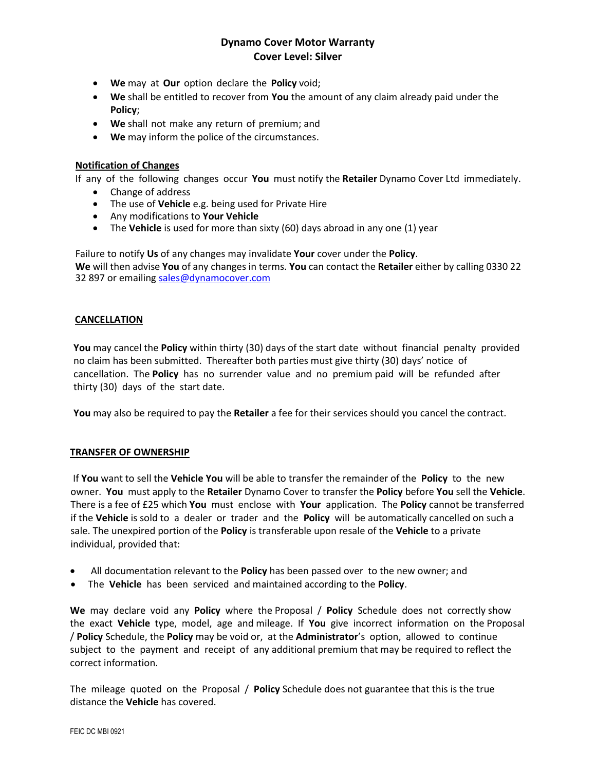- **We** may at **Our** option declare the **Policy** void;
- **We** shall be entitled to recover from **You** the amount of any claim already paid under the **Policy**;
- **We** shall not make any return of premium; and
- **We** may inform the police of the circumstances.

**Notification of Changes**

If any of the following changes occur **You** must notify the **Retailer** Dynamo Cover Ltd immediately.

- Change of address
- The use of **Vehicle** e.g. being used for Private Hire
- Any modifications to **Your Vehicle**
- The **Vehicle** is used for more than sixty (60) days abroad in any one (1) year

Failure to notify **Us** of any changes may invalidate **Your** cover under the **Policy**.
**We** will then advise **You** of any changes in terms. **You** can contact the **Retailer** either by calling 0330 22 32 897 or emailing sales@dynamocover.com

## CANCELLATION

**You** may cancel the **Policy** within thirty (30) days of the start date without financial penalty provided no claim has been submitted. Thereafter both parties must give thirty (30) days' notice of cancellation. The **Policy** has no surrender value and no premium paid will be refunded after thirty (30) days of the start date.

**You** may also be required to pay the **Retailer** a fee for their services should you cancel the contract.

## TRANSFER OF OWNERSHIP

If **You** want to sell the **Vehicle You** will be able to transfer the remainder of the **Policy** to the new owner. **You** must apply to the **Retailer** Dynamo Cover to transfer the **Policy** before **You** sell the **Vehicle**. There is a fee of £25 which **You** must enclose with **Your** application. The **Policy** cannot be transferred if the **Vehicle** is sold to a dealer or trader and the **Policy** will be automatically cancelled on such a sale. The unexpired portion of the **Policy** is transferable upon resale of the **Vehicle** to a private individual, provided that:

- All documentation relevant to the **Policy** has been passed over to the new owner; and
- The **Vehicle** has been serviced and maintained according to the **Policy**.

**We** may declare void any **Policy** where the Proposal / **Policy** Schedule does not correctly show the exact **Vehicle** type, model, age and mileage. If **You** give incorrect information on the Proposal / **Policy** Schedule, the **Policy** may be void or, at the **Administrator**'s option, allowed to continue subject to the payment and receipt of any additional premium that may be required to reflect the correct information.

The mileage quoted on the Proposal / **Policy** Schedule does not guarantee that this is the true distance the **Vehicle** has covered.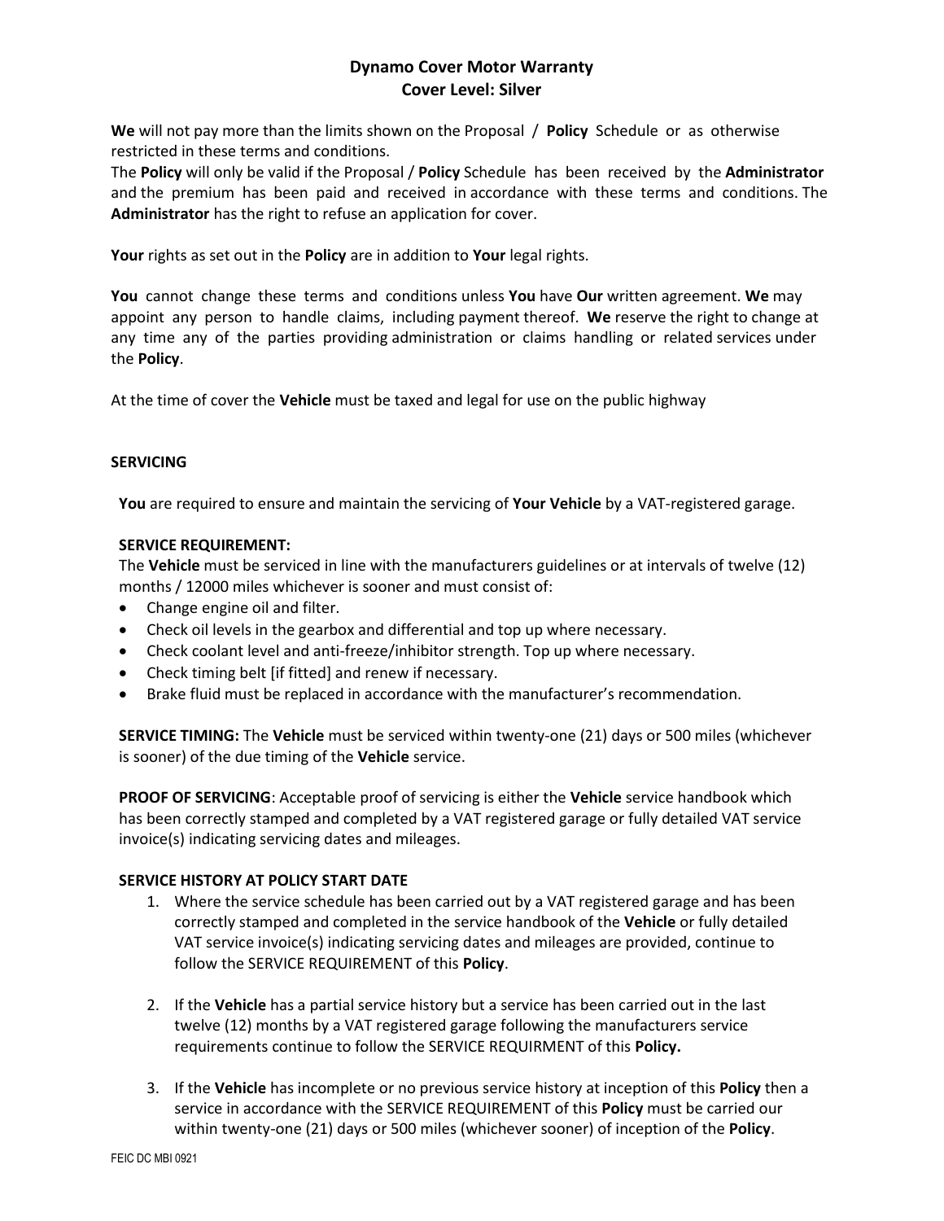# Dynamo Cover Motor Warranty
## Cover Level: Silver

**We** will not pay more than the limits shown on the Proposal / **Policy** Schedule or as otherwise restricted in these terms and conditions.
The **Policy** will only be valid if the Proposal / **Policy** Schedule has been received by the **Administrator** and the premium has been paid and received in accordance with these terms and conditions. The **Administrator** has the right to refuse an application for cover.

**Your** rights as set out in the **Policy** are in addition to **Your** legal rights.

**You** cannot change these terms and conditions unless **You** have **Our** written agreement. **We** may appoint any person to handle claims, including payment thereof. **We** reserve the right to change at any time any of the parties providing administration or claims handling or related services under the **Policy**.

At the time of cover the **Vehicle** must be taxed and legal for use on the public highway

### SERVICING

**You** are required to ensure and maintain the servicing of **Your Vehicle** by a VAT-registered garage.

**SERVICE REQUIREMENT:**
The **Vehicle** must be serviced in line with the manufacturers guidelines or at intervals of twelve (12) months / 12000 miles whichever is sooner and must consist of:

- Change engine oil and filter.
- Check oil levels in the gearbox and differential and top up where necessary.
- Check coolant level and anti-freeze/inhibitor strength. Top up where necessary.
- Check timing belt [if fitted] and renew if necessary.
- Brake fluid must be replaced in accordance with the manufacturer's recommendation.

**SERVICE TIMING:** The **Vehicle** must be serviced within twenty-one (21) days or 500 miles (whichever is sooner) of the due timing of the **Vehicle** service.

**PROOF OF SERVICING**: Acceptable proof of servicing is either the **Vehicle** service handbook which has been correctly stamped and completed by a VAT registered garage or fully detailed VAT service invoice(s) indicating servicing dates and mileages.

**SERVICE HISTORY AT POLICY START DATE**

1. Where the service schedule has been carried out by a VAT registered garage and has been correctly stamped and completed in the service handbook of the **Vehicle** or fully detailed VAT service invoice(s) indicating servicing dates and mileages are provided, continue to follow the SERVICE REQUIREMENT of this **Policy**.

2. If the **Vehicle** has a partial service history but a service has been carried out in the last twelve (12) months by a VAT registered garage following the manufacturers service requirements continue to follow the SERVICE REQUIRMENT of this **Policy.**

3. If the **Vehicle** has incomplete or no previous service history at inception of this **Policy** then a service in accordance with the SERVICE REQUIREMENT of this **Policy** must be carried our within twenty-one (21) days or 500 miles (whichever sooner) of inception of the **Policy**.

FEIC DC MBI 0921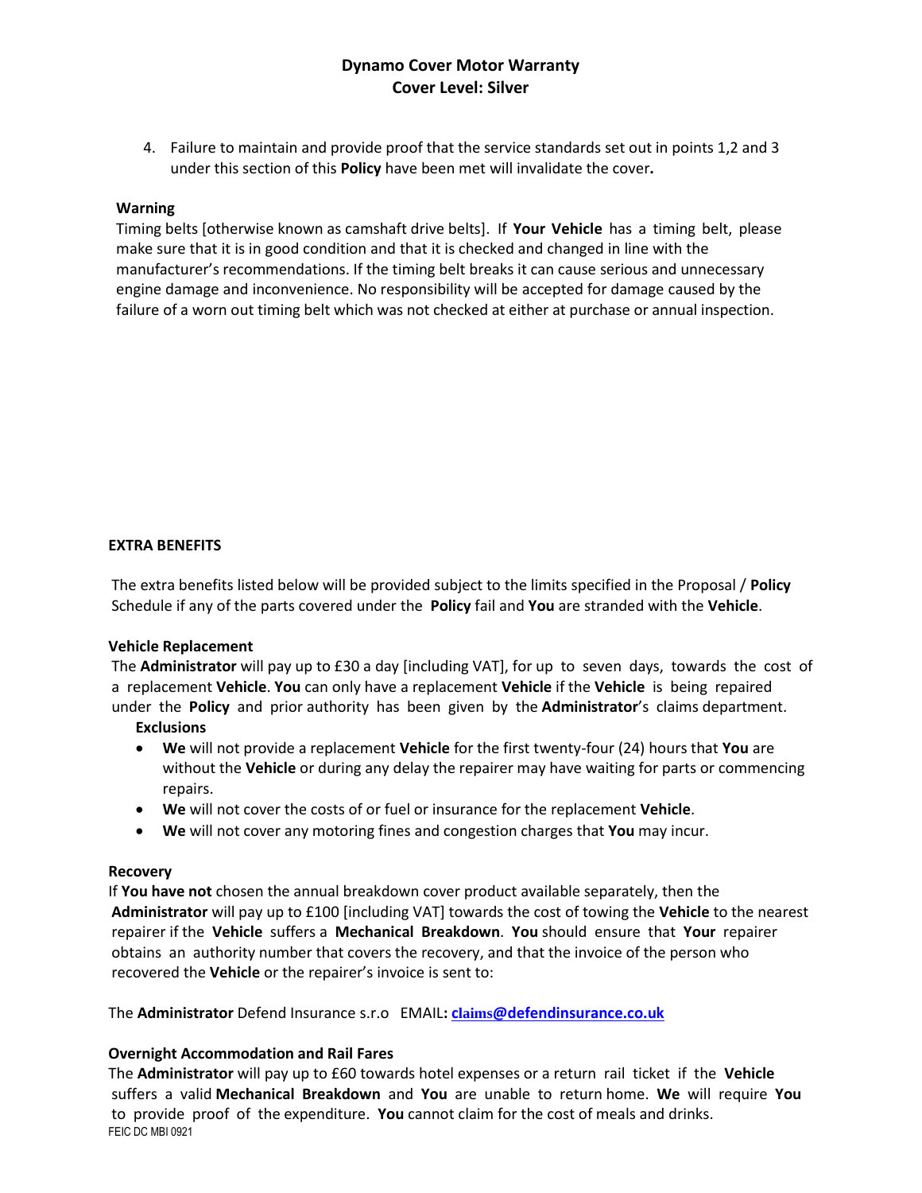4. Failure to maintain and provide proof that the service standards set out in points 1,2 and 3 under this section of this **Policy** have been met will invalidate the cover**.**

**Warning**

Timing belts [otherwise known as camshaft drive belts]. If **Your Vehicle** has a timing belt, please make sure that it is in good condition and that it is checked and changed in line with the manufacturer's recommendations. If the timing belt breaks it can cause serious and unnecessary engine damage and inconvenience. No responsibility will be accepted for damage caused by the failure of a worn out timing belt which was not checked at either at purchase or annual inspection.

## EXTRA BENEFITS

The extra benefits listed below will be provided subject to the limits specified in the Proposal / **Policy** Schedule if any of the parts covered under the **Policy** fail and **You** are stranded with the **Vehicle**.

**Vehicle Replacement**

The **Administrator** will pay up to £30 a day [including VAT], for up to seven days, towards the cost of a replacement **Vehicle**. **You** can only have a replacement **Vehicle** if the **Vehicle** is being repaired under the **Policy** and prior authority has been given by the **Administrator**'s claims department.

**Exclusions**

- **We** will not provide a replacement **Vehicle** for the first twenty-four (24) hours that **You** are without the **Vehicle** or during any delay the repairer may have waiting for parts or commencing repairs.
- **We** will not cover the costs of or fuel or insurance for the replacement **Vehicle**.
- **We** will not cover any motoring fines and congestion charges that **You** may incur.

**Recovery**

If **You have not** chosen the annual breakdown cover product available separately, then the **Administrator** will pay up to £100 [including VAT] towards the cost of towing the **Vehicle** to the nearest repairer if the **Vehicle** suffers a **Mechanical Breakdown**. **You** should ensure that **Your** repairer obtains an authority number that covers the recovery, and that the invoice of the person who recovered the **Vehicle** or the repairer's invoice is sent to:

The **Administrator** Defend Insurance s.r.o EMAIL**: claims@defendinsurance.co.uk**

**Overnight Accommodation and Rail Fares**

The **Administrator** will pay up to £60 towards hotel expenses or a return rail ticket if the **Vehicle** suffers a valid **Mechanical Breakdown** and **You** are unable to return home. **We** will require **You** to provide proof of the expenditure. **You** cannot claim for the cost of meals and drinks.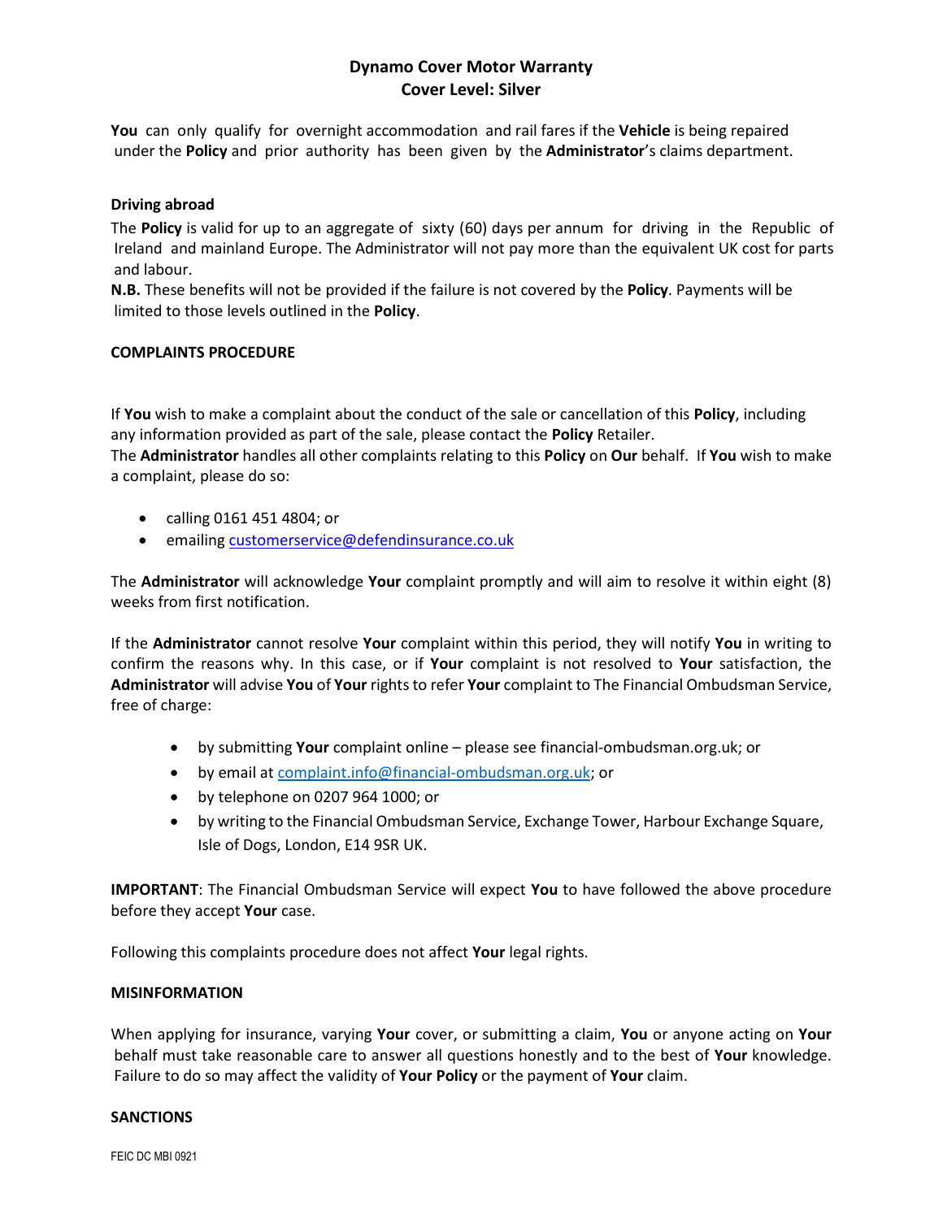**Dynamo Cover Motor Warranty**
**Cover Level: Silver**

**You** can only qualify for overnight accommodation and rail fares if the **Vehicle** is being repaired under the **Policy** and prior authority has been given by the **Administrator**'s claims department.

**Driving abroad**

The **Policy** is valid for up to an aggregate of sixty (60) days per annum for driving in the Republic of Ireland and mainland Europe. The Administrator will not pay more than the equivalent UK cost for parts and labour.

**N.B.** These benefits will not be provided if the failure is not covered by the **Policy**. Payments will be limited to those levels outlined in the **Policy**.

**COMPLAINTS PROCEDURE**

If **You** wish to make a complaint about the conduct of the sale or cancellation of this **Policy**, including any information provided as part of the sale, please contact the **Policy** Retailer.

The **Administrator** handles all other complaints relating to this **Policy** on **Our** behalf. If **You** wish to make a complaint, please do so:

- calling 0161 451 4804; or
- emailing customerservice@defendinsurance.co.uk

The **Administrator** will acknowledge **Your** complaint promptly and will aim to resolve it within eight (8) weeks from first notification.

If the **Administrator** cannot resolve **Your** complaint within this period, they will notify **You** in writing to confirm the reasons why. In this case, or if **Your** complaint is not resolved to **Your** satisfaction, the **Administrator** will advise **You** of **Your** rights to refer **Your** complaint to The Financial Ombudsman Service, free of charge:

- by submitting **Your** complaint online – please see financial-ombudsman.org.uk; or
- by email at complaint.info@financial-ombudsman.org.uk; or
- by telephone on 0207 964 1000; or
- by writing to the Financial Ombudsman Service, Exchange Tower, Harbour Exchange Square, Isle of Dogs, London, E14 9SR UK.

**IMPORTANT**: The Financial Ombudsman Service will expect **You** to have followed the above procedure before they accept **Your** case.

Following this complaints procedure does not affect **Your** legal rights.

**MISINFORMATION**

When applying for insurance, varying **Your** cover, or submitting a claim, **You** or anyone acting on **Your** behalf must take reasonable care to answer all questions honestly and to the best of **Your** knowledge. Failure to do so may affect the validity of **Your Policy** or the payment of **Your** claim.

**SANCTIONS**

FEIC DC MBI 0921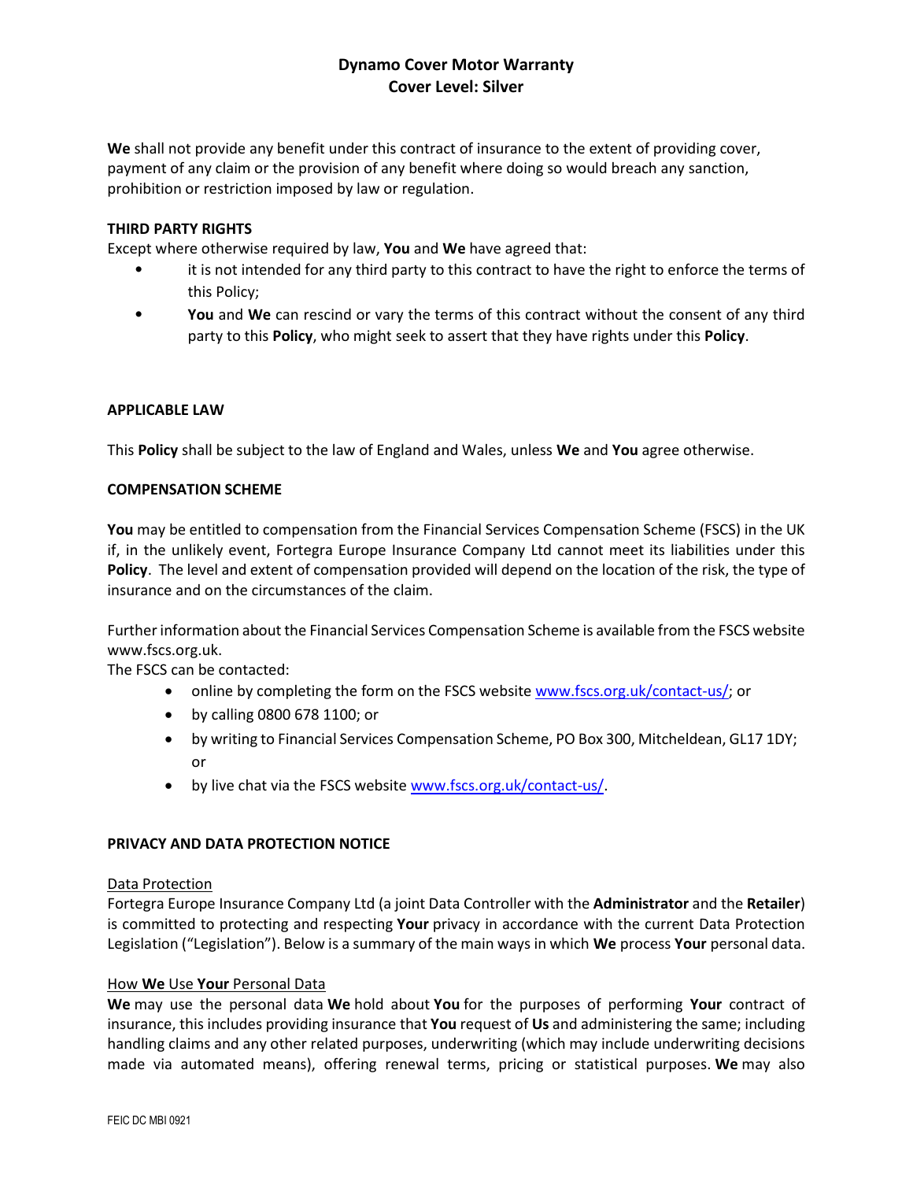**Dynamo Cover Motor Warranty**
**Cover Level: Silver**

**We** shall not provide any benefit under this contract of insurance to the extent of providing cover, payment of any claim or the provision of any benefit where doing so would breach any sanction, prohibition or restriction imposed by law or regulation.

**THIRD PARTY RIGHTS**

Except where otherwise required by law, **You** and **We** have agreed that:

- it is not intended for any third party to this contract to have the right to enforce the terms of this Policy;
- **You** and **We** can rescind or vary the terms of this contract without the consent of any third party to this **Policy**, who might seek to assert that they have rights under this **Policy**.

**APPLICABLE LAW**

This **Policy** shall be subject to the law of England and Wales, unless **We** and **You** agree otherwise.

**COMPENSATION SCHEME**

**You** may be entitled to compensation from the Financial Services Compensation Scheme (FSCS) in the UK if, in the unlikely event, Fortegra Europe Insurance Company Ltd cannot meet its liabilities under this **Policy**. The level and extent of compensation provided will depend on the location of the risk, the type of insurance and on the circumstances of the claim.

Further information about the Financial Services Compensation Scheme is available from the FSCS website www.fscs.org.uk.

The FSCS can be contacted:

- online by completing the form on the FSCS website www.fscs.org.uk/contact-us/; or
- by calling 0800 678 1100; or
- by writing to Financial Services Compensation Scheme, PO Box 300, Mitcheldean, GL17 1DY; or
- by live chat via the FSCS website www.fscs.org.uk/contact-us/.

**PRIVACY AND DATA PROTECTION NOTICE**

Data Protection

Fortegra Europe Insurance Company Ltd (a joint Data Controller with the **Administrator** and the **Retailer**) is committed to protecting and respecting **Your** privacy in accordance with the current Data Protection Legislation ("Legislation"). Below is a summary of the main ways in which **We** process **Your** personal data.

How **We** Use **Your** Personal Data

**We** may use the personal data **We** hold about **You** for the purposes of performing **Your** contract of insurance, this includes providing insurance that **You** request of **Us** and administering the same; including handling claims and any other related purposes, underwriting (which may include underwriting decisions made via automated means), offering renewal terms, pricing or statistical purposes. **We** may also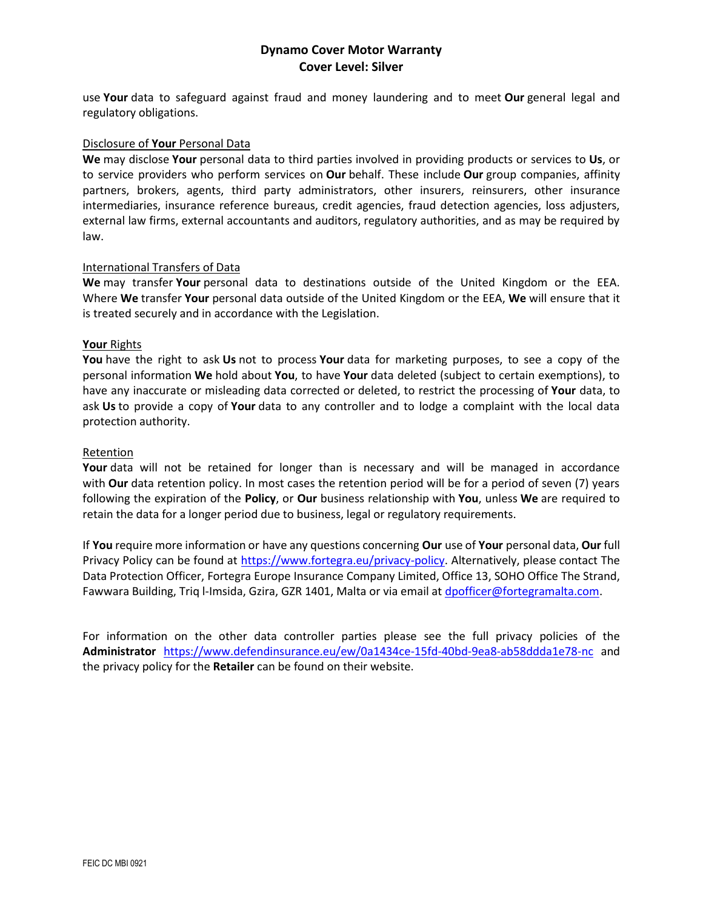use **Your** data to safeguard against fraud and money laundering and to meet **Our** general legal and regulatory obligations.

Disclosure of **Your** Personal Data

**We** may disclose **Your** personal data to third parties involved in providing products or services to **Us**, or to service providers who perform services on **Our** behalf. These include **Our** group companies, affinity partners, brokers, agents, third party administrators, other insurers, reinsurers, other insurance intermediaries, insurance reference bureaus, credit agencies, fraud detection agencies, loss adjusters, external law firms, external accountants and auditors, regulatory authorities, and as may be required by law.

International Transfers of Data

**We** may transfer **Your** personal data to destinations outside of the United Kingdom or the EEA. Where **We** transfer **Your** personal data outside of the United Kingdom or the EEA, **We** will ensure that it is treated securely and in accordance with the Legislation.

**Your** Rights

**You** have the right to ask **Us** not to process **Your** data for marketing purposes, to see a copy of the personal information **We** hold about **You**, to have **Your** data deleted (subject to certain exemptions), to have any inaccurate or misleading data corrected or deleted, to restrict the processing of **Your** data, to ask **Us** to provide a copy of **Your** data to any controller and to lodge a complaint with the local data protection authority.

Retention

**Your** data will not be retained for longer than is necessary and will be managed in accordance with **Our** data retention policy. In most cases the retention period will be for a period of seven (7) years following the expiration of the **Policy**, or **Our** business relationship with **You**, unless **We** are required to retain the data for a longer period due to business, legal or regulatory requirements.

If **You** require more information or have any questions concerning **Our** use of **Your** personal data, **Our** full Privacy Policy can be found at https://www.fortegra.eu/privacy-policy. Alternatively, please contact The Data Protection Officer, Fortegra Europe Insurance Company Limited, Office 13, SOHO Office The Strand, Fawwara Building, Triq l-Imsida, Gzira, GZR 1401, Malta or via email at dpofficer@fortegramalta.com.

For information on the other data controller parties please see the full privacy policies of the **Administrator** https://www.defendinsurance.eu/ew/0a1434ce-15fd-40bd-9ea8-ab58ddda1e78-nc and the privacy policy for the **Retailer** can be found on their website.